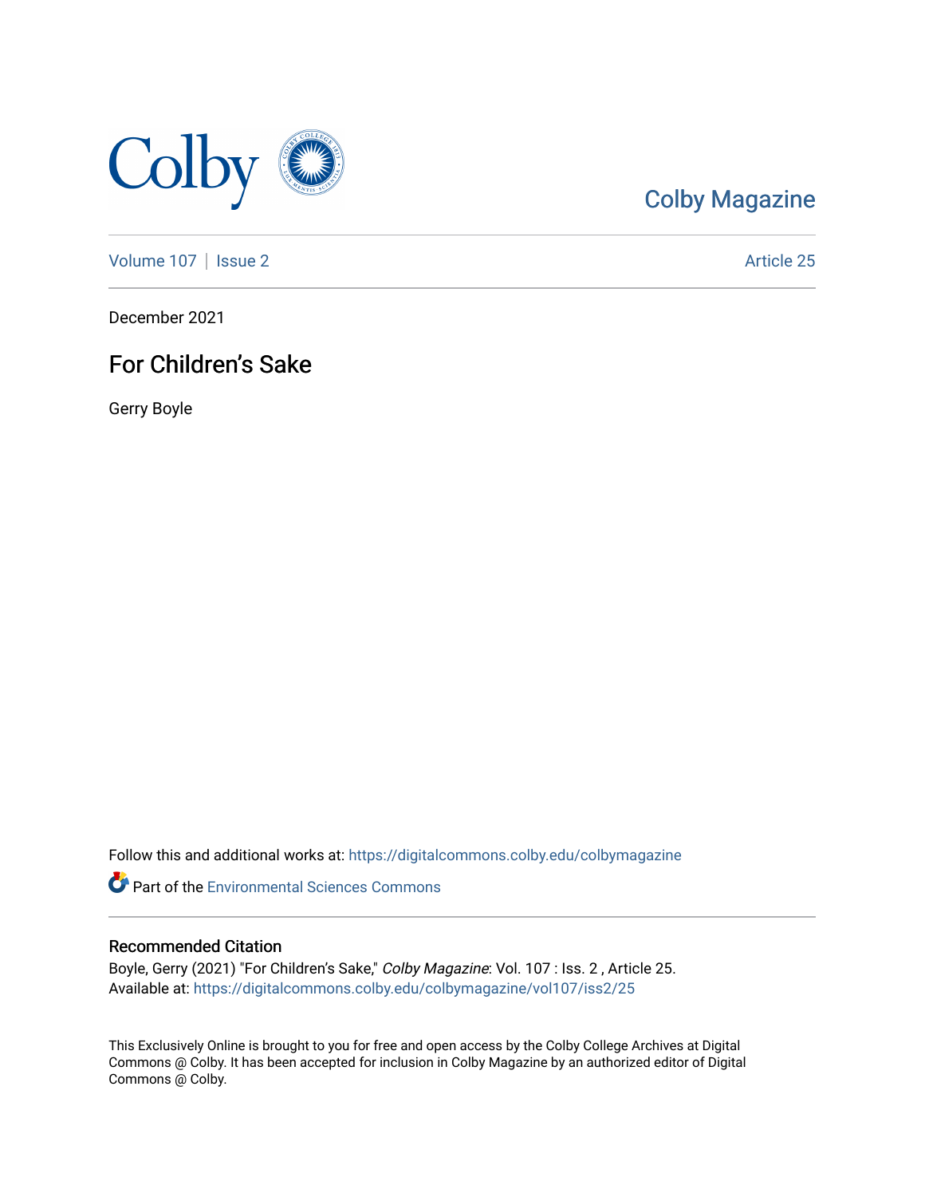Colby Magazine

Volume 107 | Issue 2 Article 25

December 2021

# For Children's Sake

Gerry Boyle

Follow this and additional works at: https://digitalcommons.colby.edu/colbymagazine

Part of the Environmental Sciences Commons

## Recommended Citation

Boyle, Gerry (2021) "For Children's Sake," *Colby Magazine*: Vol. 107 : Iss. 2 , Article 25.
Available at: https://digitalcommons.colby.edu/colbymagazine/vol107/iss2/25

This Exclusively Online is brought to you for free and open access by the Colby College Archives at Digital Commons @ Colby. It has been accepted for inclusion in Colby Magazine by an authorized editor of Digital Commons @ Colby.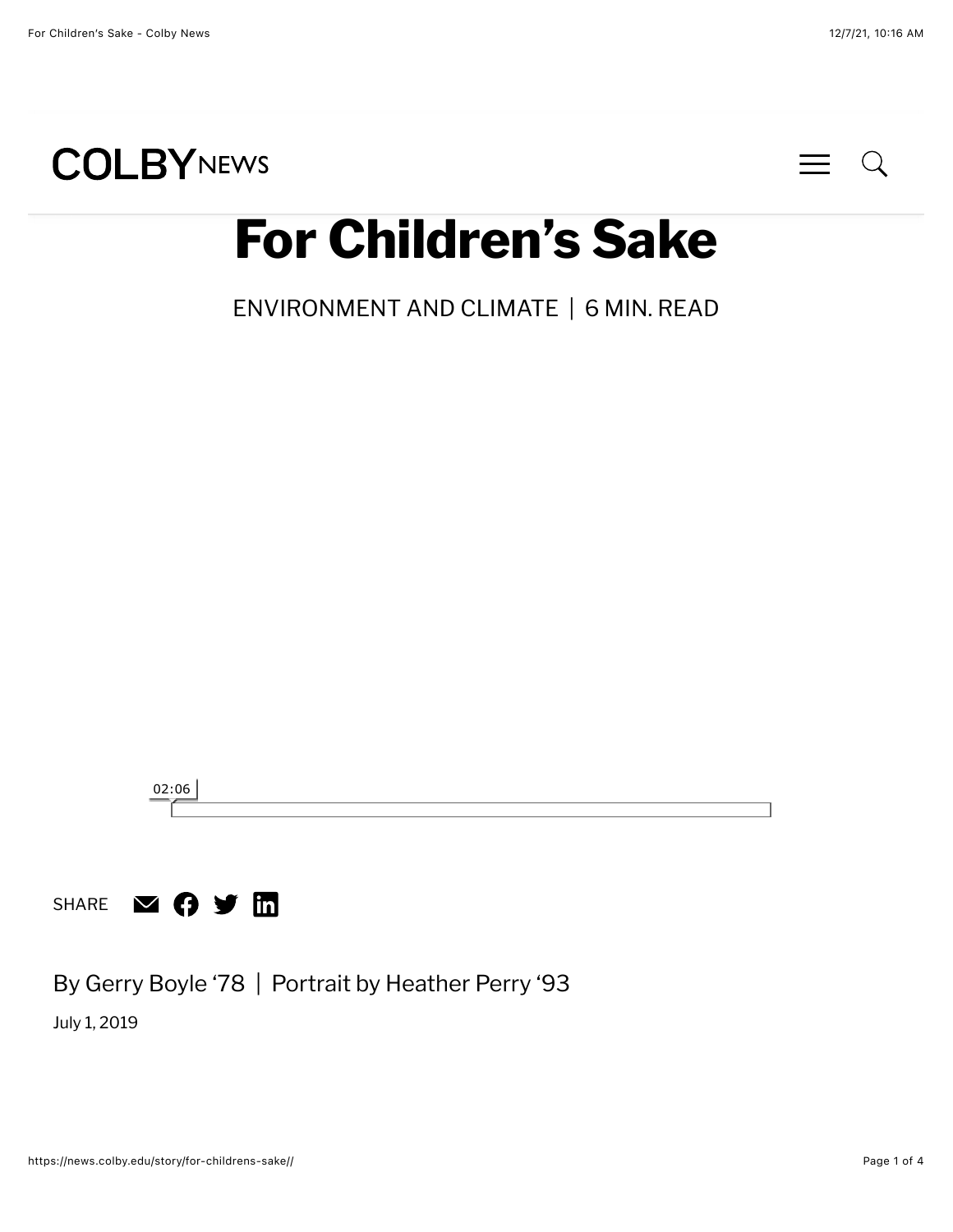# For Children's Sake

ENVIRONMENT AND CLIMATE | 6 MIN. READ

02:06

SHARE

By Gerry Boyle '78 | Portrait by Heather Perry '93

July 1, 2019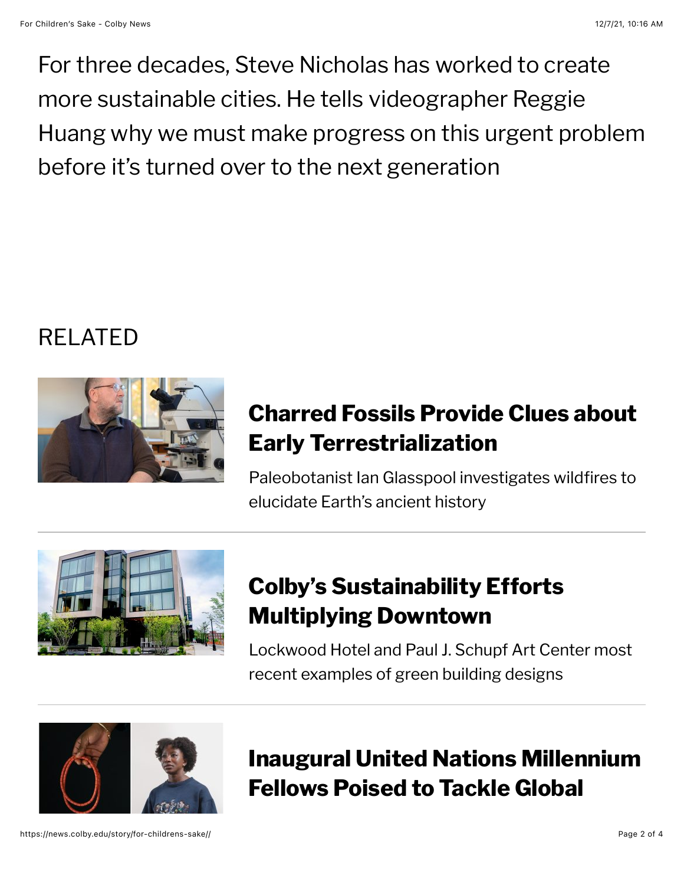For three decades, Steve Nicholas has worked to create more sustainable cities. He tells videographer Reggie Huang why we must make progress on this urgent problem before it's turned over to the next generation

## RELATED

### Charred Fossils Provide Clues about Early Terrestrialization

Paleobotanist Ian Glasspool investigates wildfires to elucidate Earth's ancient history

---

### Colby's Sustainability Efforts Multiplying Downtown

Lockwood Hotel and Paul J. Schupf Art Center most recent examples of green building designs

---

### Inaugural United Nations Millennium Fellows Poised to Tackle Global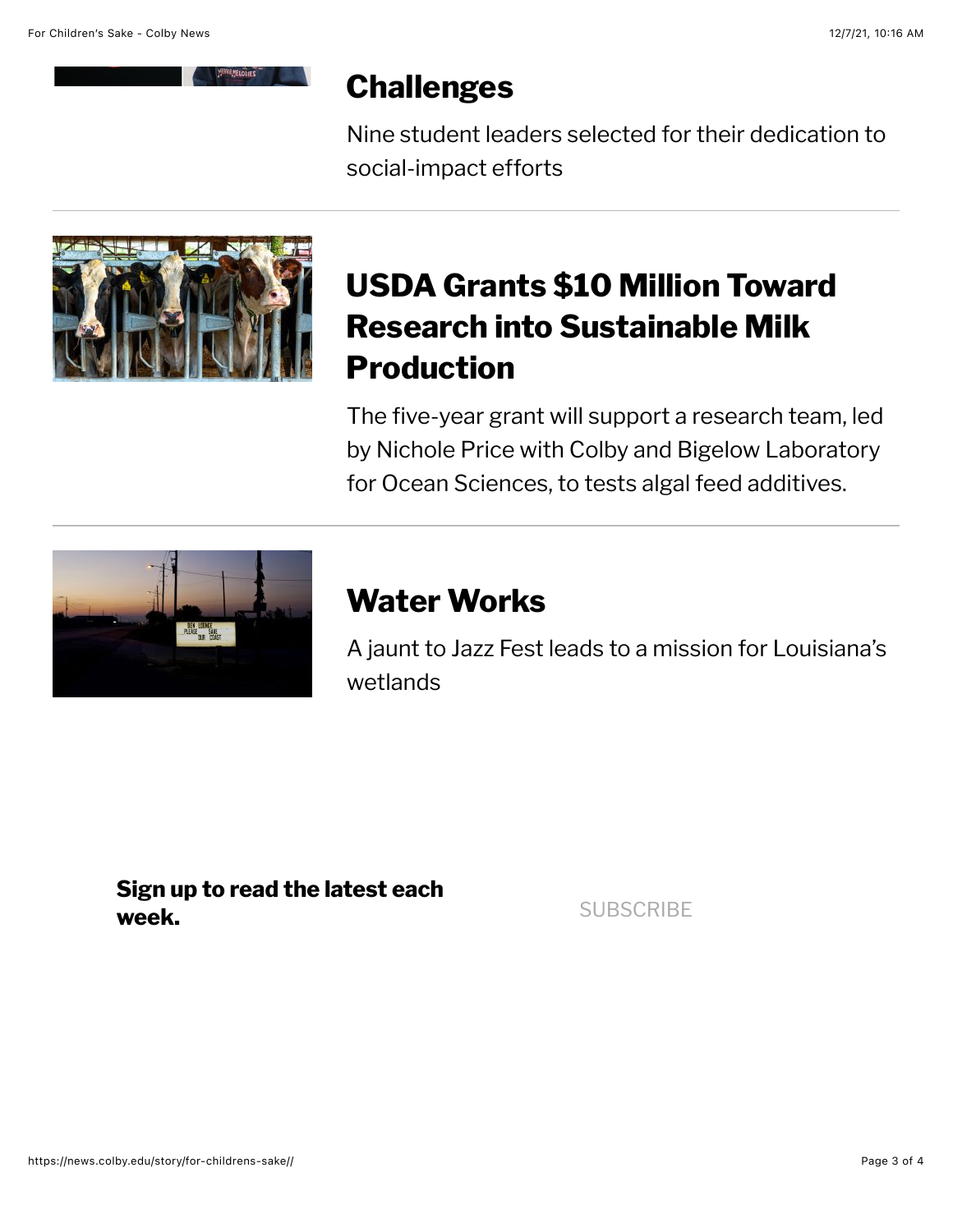## Challenges

Nine student leaders selected for their dedication to social-impact efforts

---

## USDA Grants $10 Million Toward Research into Sustainable Milk Production

The five-year grant will support a research team, led by Nichole Price with Colby and Bigelow Laboratory for Ocean Sciences, to tests algal feed additives.

---

## Water Works

A jaunt to Jazz Fest leads to a mission for Louisiana's wetlands

**Sign up to read the latest each week.**

SUBSCRIBE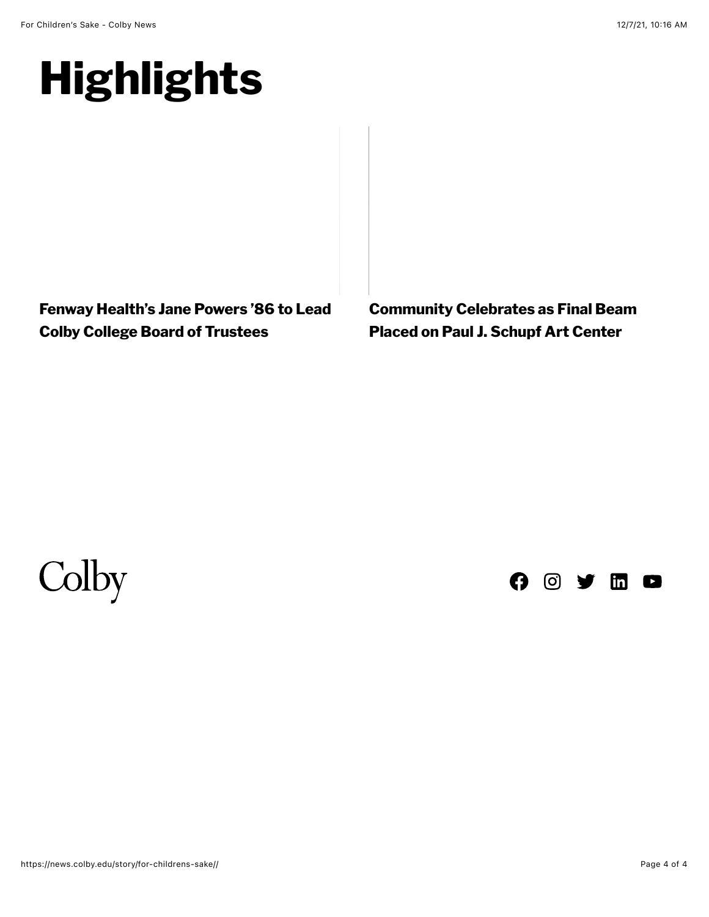# Highlights

**Fenway Health's Jane Powers '86 to Lead Colby College Board of Trustees**

**Community Celebrates as Final Beam Placed on Paul J. Schupf Art Center**

Colby